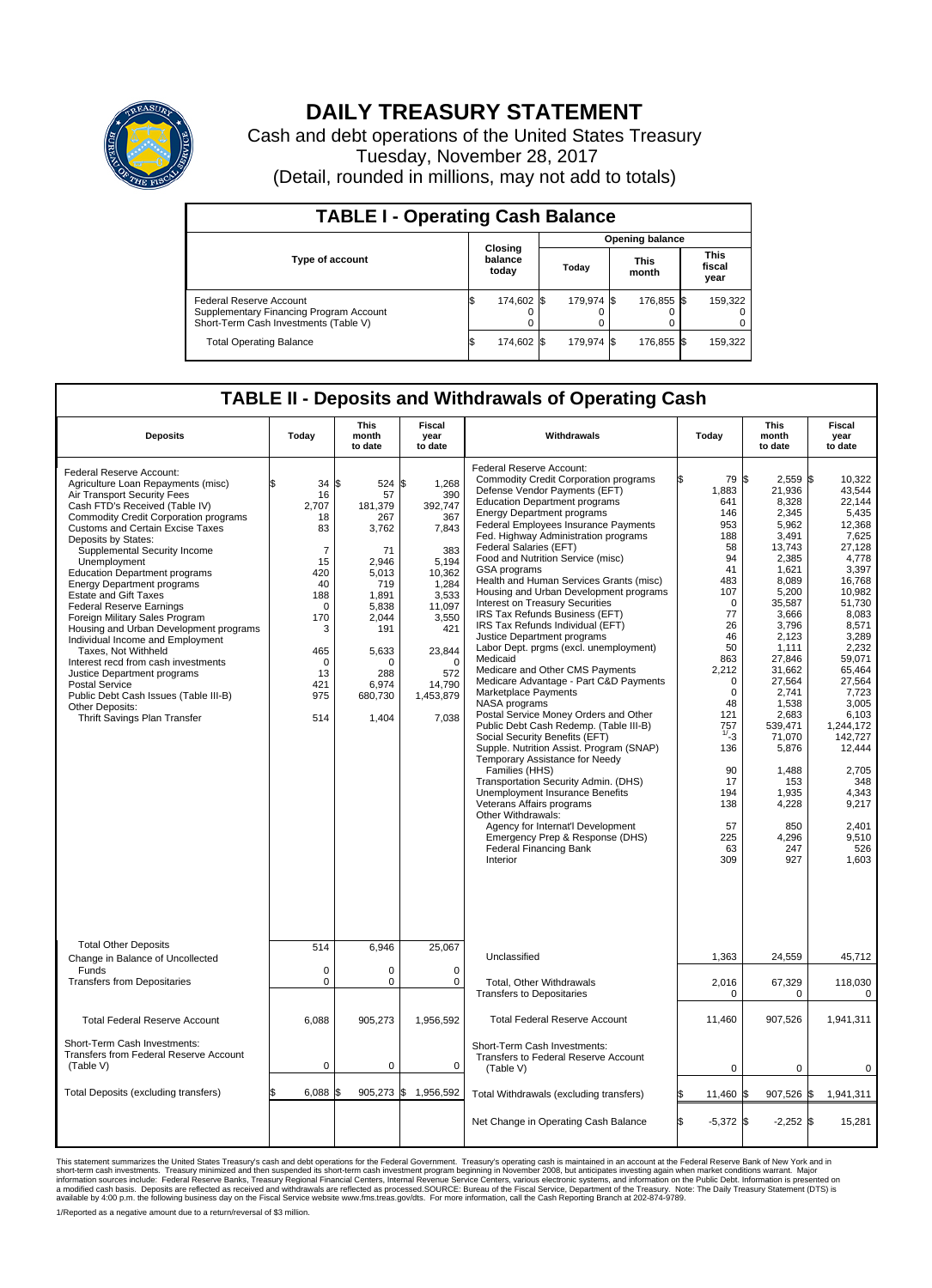# DAILY TREASURY STATEMENT

Cash and debt operations of the United States Treasury
Tuesday, November 28, 2017
(Detail, rounded in millions, may not add to totals)

## TABLE I - Operating Cash Balance

| Type of account | Closing balance today | Opening balance Today | Opening balance This month | Opening balance This fiscal year |
|---|---|---|---|---|
| Federal Reserve Account | $ 174,602 | $ 179,974 | $ 176,855 | $ 159,322 |
| Supplementary Financing Program Account | 0 | 0 | 0 | 0 |
| Short-Term Cash Investments (Table V) | 0 | 0 | 0 | 0 |
| Total Operating Balance | $ 174,602 | $ 179,974 | $ 176,855 | $ 159,322 |

## TABLE II - Deposits and Withdrawals of Operating Cash

| Deposits | Today | This month to date | Fiscal year to date |
|---|---|---|---|
| Federal Reserve Account: | | | |
| Agriculture Loan Repayments (misc) | $ 34 | $ 524 | $ 1,268 |
| Air Transport Security Fees | 16 | 57 | 390 |
| Cash FTD's Received (Table IV) | 2,707 | 181,379 | 392,747 |
| Commodity Credit Corporation programs | 18 | 267 | 367 |
| Customs and Certain Excise Taxes | 83 | 3,762 | 7,843 |
| Deposits by States: | | | |
| Supplemental Security Income | 7 | 71 | 383 |
| Unemployment | 15 | 2,946 | 5,194 |
| Education Department programs | 420 | 5,013 | 10,362 |
| Energy Department programs | 40 | 719 | 1,284 |
| Estate and Gift Taxes | 188 | 1,891 | 3,533 |
| Federal Reserve Earnings | 0 | 5,838 | 11,097 |
| Foreign Military Sales Program | 170 | 2,044 | 3,550 |
| Housing and Urban Development programs | 3 | 191 | 421 |
| Individual Income and Employment Taxes, Not Withheld | 465 | 5,633 | 23,844 |
| Interest recd from cash investments | 0 | 0 | 0 |
| Justice Department programs | 13 | 288 | 572 |
| Postal Service | 421 | 6,974 | 14,790 |
| Public Debt Cash Issues (Table III-B) | 975 | 680,730 | 1,453,879 |
| Other Deposits: | | | |
| Thrift Savings Plan Transfer | 514 | 1,404 | 7,038 |
| Total Other Deposits | 514 | 6,946 | 25,067 |
| Change in Balance of Uncollected Funds | 0 | 0 | 0 |
| Transfers from Depositaries | 0 | 0 | 0 |
| Total Federal Reserve Account | 6,088 | 905,273 | 1,956,592 |
| Short-Term Cash Investments: Transfers from Federal Reserve Account (Table V) | 0 | 0 | 0 |
| Total Deposits (excluding transfers) | $ 6,088 | $ 905,273 | $ 1,956,592 |

| Withdrawals | Today | This month to date | Fiscal year to date |
|---|---|---|---|
| Federal Reserve Account: | | | |
| Commodity Credit Corporation programs | $ 79 | $ 2,559 | $ 10,322 |
| Defense Vendor Payments (EFT) | 1,883 | 21,936 | 43,544 |
| Education Department programs | 641 | 8,328 | 22,144 |
| Energy Department programs | 146 | 2,345 | 5,435 |
| Federal Employees Insurance Payments | 953 | 5,962 | 12,368 |
| Fed. Highway Administration programs | 188 | 3,491 | 7,625 |
| Federal Salaries (EFT) | 58 | 13,743 | 27,128 |
| Food and Nutrition Service (misc) | 94 | 2,385 | 4,778 |
| GSA programs | 41 | 1,621 | 3,397 |
| Health and Human Services Grants (misc) | 483 | 8,089 | 16,768 |
| Housing and Urban Development programs | 107 | 5,200 | 10,982 |
| Interest on Treasury Securities | 0 | 35,587 | 51,730 |
| IRS Tax Refunds Business (EFT) | 77 | 3,666 | 8,083 |
| IRS Tax Refunds Individual (EFT) | 26 | 3,796 | 8,571 |
| Justice Department programs | 46 | 2,123 | 3,289 |
| Labor Dept. prgms (excl. unemployment) | 50 | 1,111 | 2,232 |
| Medicaid | 863 | 27,846 | 59,071 |
| Medicare and Other CMS Payments | 2,212 | 31,662 | 65,464 |
| Medicare Advantage - Part C&D Payments | 0 | 27,564 | 27,564 |
| Marketplace Payments | 0 | 2,741 | 7,723 |
| NASA programs | 48 | 1,538 | 3,005 |
| Postal Service Money Orders and Other | 121 | 2,683 | 6,103 |
| Public Debt Cash Redemp. (Table III-B) | 757 | 539,471 | 1,244,172 |
| Social Security Benefits (EFT) | [1] -3 | 71,070 | 142,727 |
| Supple. Nutrition Assist. Program (SNAP) | 136 | 5,876 | 12,444 |
| Temporary Assistance for Needy Families (HHS) | 90 | 1,488 | 2,705 |
| Transportation Security Admin. (DHS) | 17 | 153 | 348 |
| Unemployment Insurance Benefits | 194 | 1,935 | 4,343 |
| Veterans Affairs programs | 138 | 4,228 | 9,217 |
| Other Withdrawals: | | | |
| Agency for Internat'l Development | 57 | 850 | 2,401 |
| Emergency Prep & Response (DHS) | 225 | 4,296 | 9,510 |
| Federal Financing Bank | 63 | 247 | 526 |
| Interior | 309 | 927 | 1,603 |
| Unclassified | 1,363 | 24,559 | 45,712 |
| Total, Other Withdrawals | 2,016 | 67,329 | 118,030 |
| Transfers to Depositaries | 0 | 0 | 0 |
| Total Federal Reserve Account | 11,460 | 907,526 | 1,941,311 |
| Short-Term Cash Investments: Transfers to Federal Reserve Account (Table V) | 0 | 0 | 0 |
| Total Withdrawals (excluding transfers) | $ 11,460 | $ 907,526 | $ 1,941,311 |
| Net Change in Operating Cash Balance | $ -5,372 | $ -2,252 | $ 15,281 |

This statement summarizes the United States Treasury's cash and debt operations for the Federal Government. Treasury's operating cash is maintained in an account at the Federal Reserve Bank of New York and in short-term cash investments. Treasury minimized and then suspended its short-term cash investment program beginning in November 2008, but anticipates investing again when market conditions warrant. Major information sources include: Federal Reserve Banks, Treasury Regional Financial Centers, Internal Revenue Service Centers, various electronic systems, and information on the Public Debt. Information is presented on a modified cash basis. Deposits are reflected as received and withdrawals are reflected as processed.SOURCE: Bureau of the Fiscal Service, Department of the Treasury. Note: The Daily Treasury Statement (DTS) is available by 4:00 p.m. the following business day on the Fiscal Service website www.fms.treas.gov/dts. For more information, call the Cash Reporting Branch at 202-874-9789.

1/Reported as a negative amount due to a return/reversal of $3 million.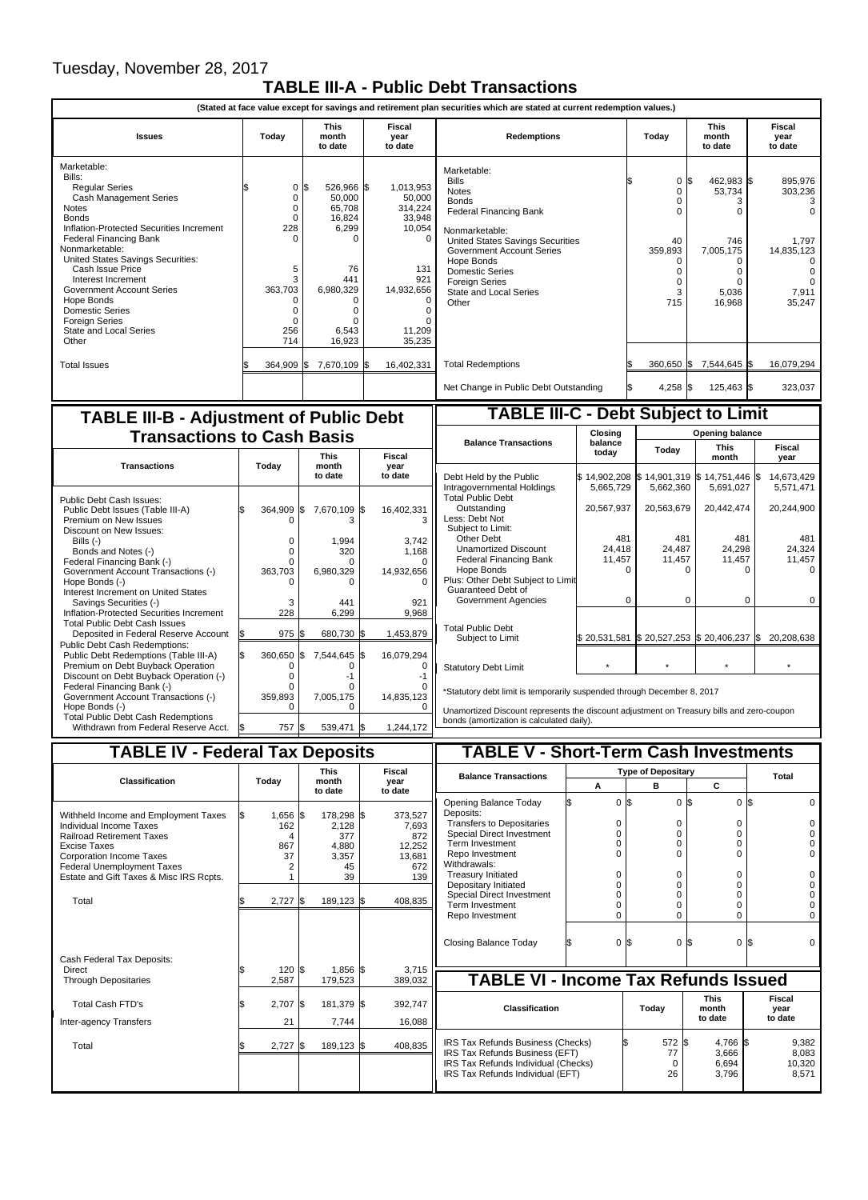Tuesday, November 28, 2017

# TABLE III-A - Public Debt Transactions

(Stated at face value except for savings and retirement plan securities which are stated at current redemption values.)

| Issues | Today | This month to date | Fiscal year to date |
|---|---|---|---|
| Marketable: | | | |
| Bills: | | | |
| Regular Series | $ 0 | $ 526,966 | $ 1,013,953 |
| Cash Management Series | 0 | 50,000 | 50,000 |
| Notes | 0 | 65,708 | 314,224 |
| Bonds | 0 | 16,824 | 33,948 |
| Inflation-Protected Securities Increment | 228 | 6,299 | 10,054 |
| Federal Financing Bank | 0 | 0 | 0 |
| Nonmarketable: | | | |
| United States Savings Securities: | | | |
| Cash Issue Price | 5 | 76 | 131 |
| Interest Increment | 3 | 441 | 921 |
| Government Account Series | 363,703 | 6,980,329 | 14,932,656 |
| Hope Bonds | 0 | 0 | 0 |
| Domestic Series | 0 | 0 | 0 |
| Foreign Series | 0 | 0 | 0 |
| State and Local Series | 256 | 6,543 | 11,209 |
| Other | 714 | 16,923 | 35,235 |
| Total Issues | $ 364,909 | $ 7,670,109 | $ 16,402,331 |

| Redemptions | Today | This month to date | Fiscal year to date |
|---|---|---|---|
| Marketable: | | | |
| Bills | $ 0 | $ 462,983 | $ 895,976 |
| Notes | 0 | 53,734 | 303,236 |
| Bonds | 0 | 3 | 3 |
| Federal Financing Bank | 0 | 0 | 0 |
| Nonmarketable: | | | |
| United States Savings Securities | 40 | 746 | 1,797 |
| Government Account Series | 359,893 | 7,005,175 | 14,835,123 |
| Hope Bonds | 0 | 0 | 0 |
| Domestic Series | 0 | 0 | 0 |
| Foreign Series | 0 | 0 | 0 |
| State and Local Series | 3 | 5,036 | 7,911 |
| Other | 715 | 16,968 | 35,247 |
| Total Redemptions | $ 360,650 | $ 7,544,645 | $ 16,079,294 |
| Net Change in Public Debt Outstanding | $ 4,258 | $ 125,463 | $ 323,037 |

# TABLE III-B - Adjustment of Public Debt Transactions to Cash Basis

| Transactions | Today | This month to date | Fiscal year to date |
|---|---|---|---|
| Public Debt Cash Issues: | | | |
| Public Debt Issues (Table III-A) | $ 364,909 | $ 7,670,109 | $ 16,402,331 |
| Premium on New Issues | 0 | 3 | 3 |
| Discount on New Issues: | | | |
| Bills (-) | 0 | 1,994 | 3,742 |
| Bonds and Notes (-) | 0 | 320 | 1,168 |
| Federal Financing Bank (-) | 0 | 0 | 0 |
| Government Account Transactions (-) | 363,703 | 6,980,329 | 14,932,656 |
| Hope Bonds (-) | 0 | 0 | 0 |
| Interest Increment on United States Savings Securities (-) | 3 | 441 | 921 |
| Inflation-Protected Securities Increment | 228 | 6,299 | 9,968 |
| Total Public Debt Cash Issues Deposited in Federal Reserve Account | $ 975 | $ 680,730 | $ 1,453,879 |
| Public Debt Cash Redemptions: | | | |
| Public Debt Redemptions (Table III-A) | $ 360,650 | $ 7,544,645 | $ 16,079,294 |
| Premium on Debt Buyback Operation | 0 | 0 | 0 |
| Discount on Debt Buyback Operation (-) | 0 | -1 | -1 |
| Federal Financing Bank (-) | 0 | 0 | 0 |
| Government Account Transactions (-) | 359,893 | 7,005,175 | 14,835,123 |
| Hope Bonds (-) | 0 | 0 | 0 |
| Total Public Debt Cash Redemptions Withdrawn from Federal Reserve Acct. | $ 757 | $ 539,471 | $ 1,244,172 |

# TABLE III-C - Debt Subject to Limit

| Balance Transactions | Closing balance today | Opening balance Today | Opening balance This month | Opening balance Fiscal year |
|---|---|---|---|---|
| Debt Held by the Public | $ 14,902,208 | $ 14,901,319 | $ 14,751,446 | $ 14,673,429 |
| Intragovernmental Holdings | 5,665,729 | 5,662,360 | 5,691,027 | 5,571,471 |
| Total Public Debt Outstanding | 20,567,937 | 20,563,679 | 20,442,474 | 20,244,900 |
| Less: Debt Not Subject to Limit: | | | | |
| Other Debt | 481 | 481 | 481 | 481 |
| Unamortized Discount | 24,418 | 24,487 | 24,298 | 24,324 |
| Federal Financing Bank | 11,457 | 11,457 | 11,457 | 11,457 |
| Hope Bonds | 0 | 0 | 0 | 0 |
| Plus: Other Debt Subject to Limit | | | | |
| Guaranteed Debt of Government Agencies | 0 | 0 | 0 | 0 |
| Total Public Debt Subject to Limit | $ 20,531,581 | $ 20,527,253 | $ 20,406,237 | $ 20,208,638 |
| Statutory Debt Limit | * | * | * | * |

*Statutory debt limit is temporarily suspended through December 8, 2017

Unamortized Discount represents the discount adjustment on Treasury bills and zero-coupon bonds (amortization is calculated daily).

# TABLE IV - Federal Tax Deposits

| Classification | Today | This month to date | Fiscal year to date |
|---|---|---|---|
| Withheld Income and Employment Taxes | $ 1,656 | $ 178,298 | $ 373,527 |
| Individual Income Taxes | 162 | 2,128 | 7,693 |
| Railroad Retirement Taxes | 4 | 377 | 872 |
| Excise Taxes | 867 | 4,880 | 12,252 |
| Corporation Income Taxes | 37 | 3,357 | 13,681 |
| Federal Unemployment Taxes | 2 | 45 | 672 |
| Estate and Gift Taxes & Misc IRS Rcpts. | 1 | 39 | 139 |
| Total | $ 2,727 | $ 189,123 | $ 408,835 |
| Cash Federal Tax Deposits: | | | |
| Direct | $ 120 | $ 1,856 | $ 3,715 |
| Through Depositaries | 2,587 | 179,523 | 389,032 |
| Total Cash FTD's | $ 2,707 | $ 181,379 | $ 392,747 |
| Inter-agency Transfers | 21 | 7,744 | 16,088 |
| Total | $ 2,727 | $ 189,123 | $ 408,835 |

# TABLE V - Short-Term Cash Investments

| Balance Transactions | Type of Depositary A | Type of Depositary B | Type of Depositary C | Total |
|---|---|---|---|---|
| Opening Balance Today | $ 0 | $ 0 | $ 0 | $ 0 |
| Deposits: | | | | |
| Transfers to Depositaries | 0 | 0 | 0 | 0 |
| Special Direct Investment | 0 | 0 | 0 | 0 |
| Term Investment | 0 | 0 | 0 | 0 |
| Repo Investment | 0 | 0 | 0 | 0 |
| Withdrawals: | | | | |
| Treasury Initiated | 0 | 0 | 0 | 0 |
| Depositary Initiated | 0 | 0 | 0 | 0 |
| Special Direct Investment | 0 | 0 | 0 | 0 |
| Term Investment | 0 | 0 | 0 | 0 |
| Repo Investment | 0 | 0 | 0 | 0 |
| Closing Balance Today | $ 0 | $ 0 | $ 0 | $ 0 |

# TABLE VI - Income Tax Refunds Issued

| Classification | Today | This month to date | Fiscal year to date |
|---|---|---|---|
| IRS Tax Refunds Business (Checks) | $ 572 | $ 4,766 | $ 9,382 |
| IRS Tax Refunds Business (EFT) | 77 | 3,666 | 8,083 |
| IRS Tax Refunds Individual (Checks) | 0 | 6,694 | 10,320 |
| IRS Tax Refunds Individual (EFT) | 26 | 3,796 | 8,571 |